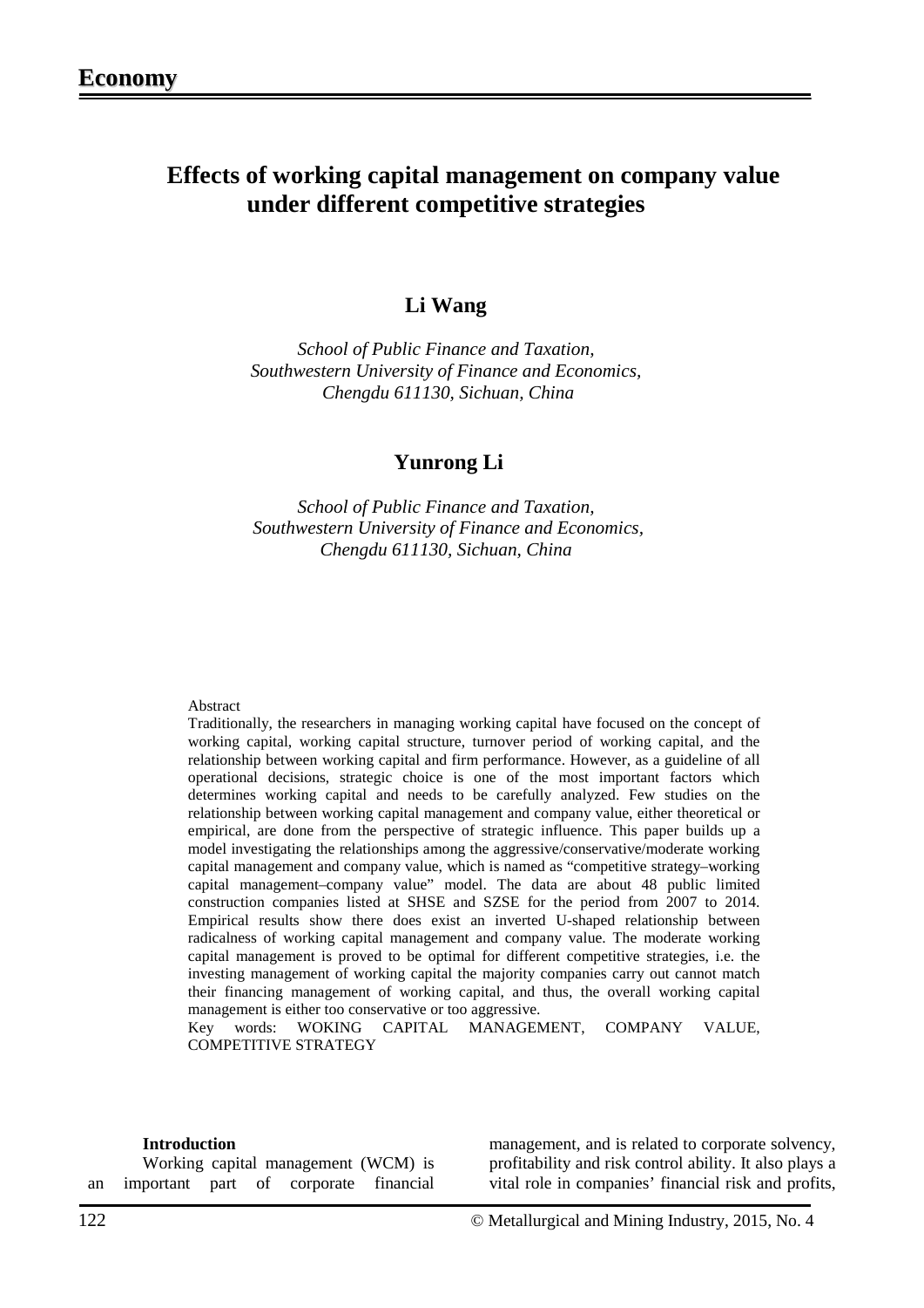# Effects of working capital management on company value under different competitive strategies

## Li Wang

*School of Public Finance and Taxation,*
*Southwestern University of Finance and Economics,*
*Chengdu 611130, Sichuan, China*

## Yunrong Li

*School of Public Finance and Taxation,*
*Southwestern University of Finance and Economics,*
*Chengdu 611130, Sichuan, China*

Abstract

Traditionally, the researchers in managing working capital have focused on the concept of working capital, working capital structure, turnover period of working capital, and the relationship between working capital and firm performance. However, as a guideline of all operational decisions, strategic choice is one of the most important factors which determines working capital and needs to be carefully analyzed. Few studies on the relationship between working capital management and company value, either theoretical or empirical, are done from the perspective of strategic influence. This paper builds up a model investigating the relationships among the aggressive/conservative/moderate working capital management and company value, which is named as "competitive strategy–working capital management–company value" model. The data are about 48 public limited construction companies listed at SHSE and SZSE for the period from 2007 to 2014. Empirical results show there does exist an inverted U-shaped relationship between radicalness of working capital management and company value. The moderate working capital management is proved to be optimal for different competitive strategies, i.e. the investing management of working capital the majority companies carry out cannot match their financing management of working capital, and thus, the overall working capital management is either too conservative or too aggressive.

Key words: WOKING CAPITAL MANAGEMENT, COMPANY VALUE, COMPETITIVE STRATEGY

**Introduction**

Working capital management (WCM) is an important part of corporate financial management, and is related to corporate solvency, profitability and risk control ability. It also plays a vital role in companies' financial risk and profits,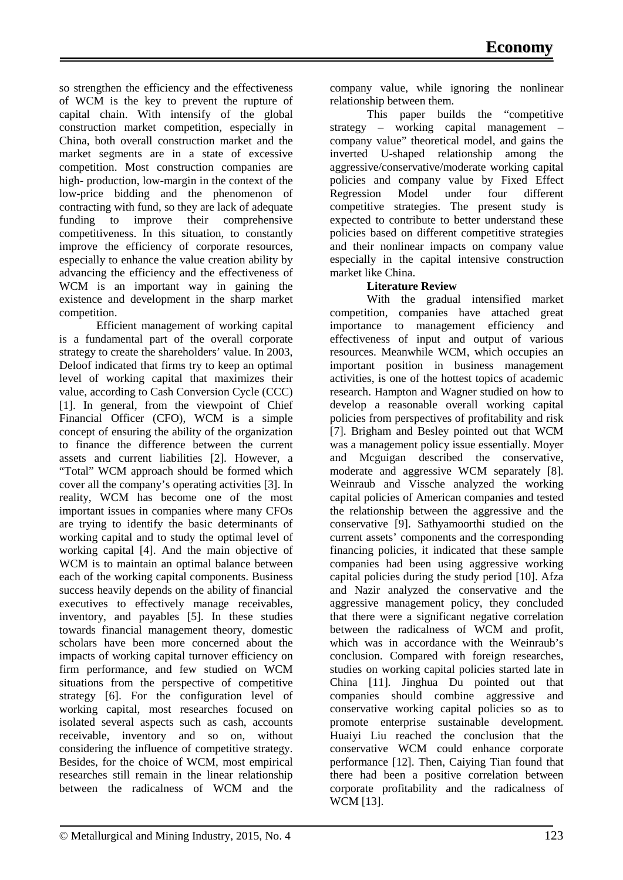so strengthen the efficiency and the effectiveness of WCM is the key to prevent the rupture of capital chain. With intensify of the global construction market competition, especially in China, both overall construction market and the market segments are in a state of excessive competition. Most construction companies are high- production, low-margin in the context of the low-price bidding and the phenomenon of contracting with fund, so they are lack of adequate funding to improve their comprehensive competitiveness. In this situation, to constantly improve the efficiency of corporate resources, especially to enhance the value creation ability by advancing the efficiency and the effectiveness of WCM is an important way in gaining the existence and development in the sharp market competition.

Efficient management of working capital is a fundamental part of the overall corporate strategy to create the shareholders' value. In 2003, Deloof indicated that firms try to keep an optimal level of working capital that maximizes their value, according to Cash Conversion Cycle (CCC) [1]. In general, from the viewpoint of Chief Financial Officer (CFO), WCM is a simple concept of ensuring the ability of the organization to finance the difference between the current assets and current liabilities [2]. However, a "Total" WCM approach should be formed which cover all the company's operating activities [3]. In reality, WCM has become one of the most important issues in companies where many CFOs are trying to identify the basic determinants of working capital and to study the optimal level of working capital [4]. And the main objective of WCM is to maintain an optimal balance between each of the working capital components. Business success heavily depends on the ability of financial executives to effectively manage receivables, inventory, and payables [5]. In these studies towards financial management theory, domestic scholars have been more concerned about the impacts of working capital turnover efficiency on firm performance, and few studied on WCM situations from the perspective of competitive strategy [6]. For the configuration level of working capital, most researches focused on isolated several aspects such as cash, accounts receivable, inventory and so on, without considering the influence of competitive strategy. Besides, for the choice of WCM, most empirical researches still remain in the linear relationship between the radicalness of WCM and the company value, while ignoring the nonlinear relationship between them.

This paper builds the "competitive strategy – working capital management – company value" theoretical model, and gains the inverted U-shaped relationship among the aggressive/conservative/moderate working capital policies and company value by Fixed Effect Regression Model under four different competitive strategies. The present study is expected to contribute to better understand these policies based on different competitive strategies and their nonlinear impacts on company value especially in the capital intensive construction market like China.

## Literature Review

With the gradual intensified market competition, companies have attached great importance to management efficiency and effectiveness of input and output of various resources. Meanwhile WCM, which occupies an important position in business management activities, is one of the hottest topics of academic research. Hampton and Wagner studied on how to develop a reasonable overall working capital policies from perspectives of profitability and risk [7]. Brigham and Besley pointed out that WCM was a management policy issue essentially. Moyer and Mcguigan described the conservative, moderate and aggressive WCM separately [8]. Weinraub and Vissche analyzed the working capital policies of American companies and tested the relationship between the aggressive and the conservative [9]. Sathyamoorthi studied on the current assets' components and the corresponding financing policies, it indicated that these sample companies had been using aggressive working capital policies during the study period [10]. Afza and Nazir analyzed the conservative and the aggressive management policy, they concluded that there were a significant negative correlation between the radicalness of WCM and profit, which was in accordance with the Weinraub's conclusion. Compared with foreign researches, studies on working capital policies started late in China [11]. Jinghua Du pointed out that companies should combine aggressive and conservative working capital policies so as to promote enterprise sustainable development. Huaiyi Liu reached the conclusion that the conservative WCM could enhance corporate performance [12]. Then, Caiying Tian found that there had been a positive correlation between corporate profitability and the radicalness of WCM [13].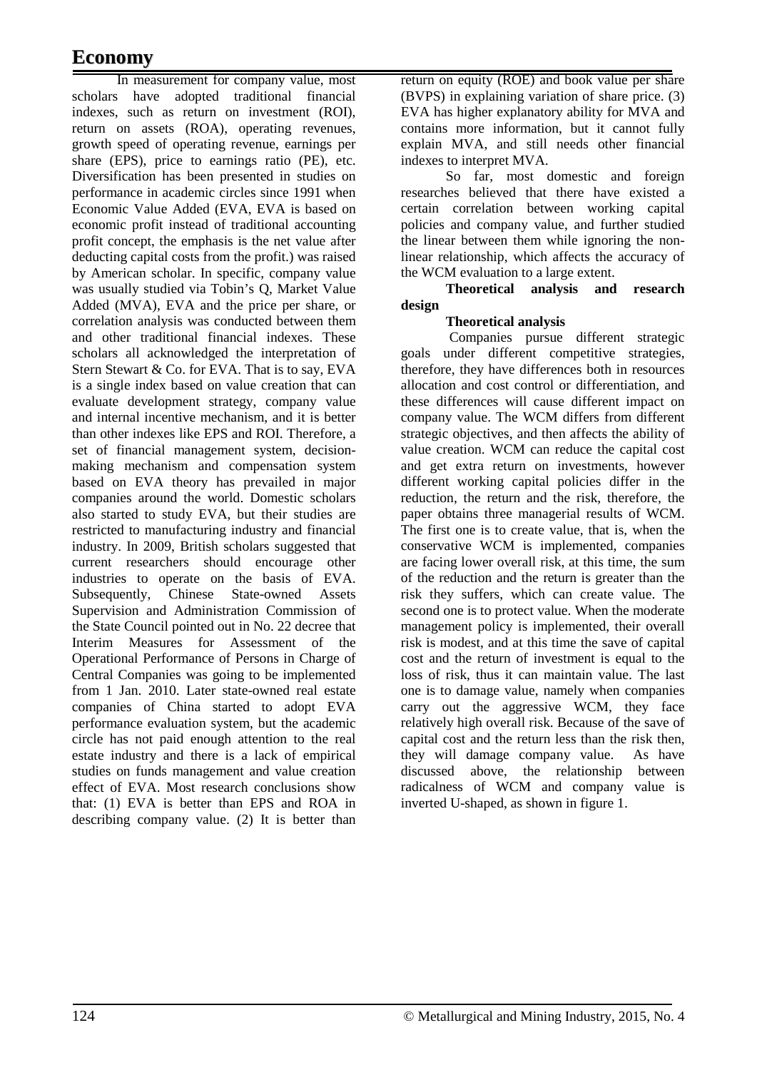In measurement for company value, most scholars have adopted traditional financial indexes, such as return on investment (ROI), return on assets (ROA), operating revenues, growth speed of operating revenue, earnings per share (EPS), price to earnings ratio (PE), etc. Diversification has been presented in studies on performance in academic circles since 1991 when Economic Value Added (EVA, EVA is based on economic profit instead of traditional accounting profit concept, the emphasis is the net value after deducting capital costs from the profit.) was raised by American scholar. In specific, company value was usually studied via Tobin's Q, Market Value Added (MVA), EVA and the price per share, or correlation analysis was conducted between them and other traditional financial indexes. These scholars all acknowledged the interpretation of Stern Stewart & Co. for EVA. That is to say, EVA is a single index based on value creation that can evaluate development strategy, company value and internal incentive mechanism, and it is better than other indexes like EPS and ROI. Therefore, a set of financial management system, decision-making mechanism and compensation system based on EVA theory has prevailed in major companies around the world. Domestic scholars also started to study EVA, but their studies are restricted to manufacturing industry and financial industry. In 2009, British scholars suggested that current researchers should encourage other industries to operate on the basis of EVA. Subsequently, Chinese State-owned Assets Supervision and Administration Commission of the State Council pointed out in No. 22 decree that Interim Measures for Assessment of the Operational Performance of Persons in Charge of Central Companies was going to be implemented from 1 Jan. 2010. Later state-owned real estate companies of China started to adopt EVA performance evaluation system, but the academic circle has not paid enough attention to the real estate industry and there is a lack of empirical studies on funds management and value creation effect of EVA. Most research conclusions show that: (1) EVA is better than EPS and ROA in describing company value. (2) It is better than return on equity (ROE) and book value per share (BVPS) in explaining variation of share price. (3) EVA has higher explanatory ability for MVA and contains more information, but it cannot fully explain MVA, and still needs other financial indexes to interpret MVA.

So far, most domestic and foreign researches believed that there have existed a certain correlation between working capital policies and company value, and further studied the linear between them while ignoring the non-linear relationship, which affects the accuracy of the WCM evaluation to a large extent.

## Theoretical analysis and research design

### Theoretical analysis

Companies pursue different strategic goals under different competitive strategies, therefore, they have differences both in resources allocation and cost control or differentiation, and these differences will cause different impact on company value. The WCM differs from different strategic objectives, and then affects the ability of value creation. WCM can reduce the capital cost and get extra return on investments, however different working capital policies differ in the reduction, the return and the risk, therefore, the paper obtains three managerial results of WCM. The first one is to create value, that is, when the conservative WCM is implemented, companies are facing lower overall risk, at this time, the sum of the reduction and the return is greater than the risk they suffers, which can create value. The second one is to protect value. When the moderate management policy is implemented, their overall risk is modest, and at this time the save of capital cost and the return of investment is equal to the loss of risk, thus it can maintain value. The last one is to damage value, namely when companies carry out the aggressive WCM, they face relatively high overall risk. Because of the save of capital cost and the return less than the risk then, they will damage company value. As have discussed above, the relationship between radicalness of WCM and company value is inverted U-shaped, as shown in figure 1.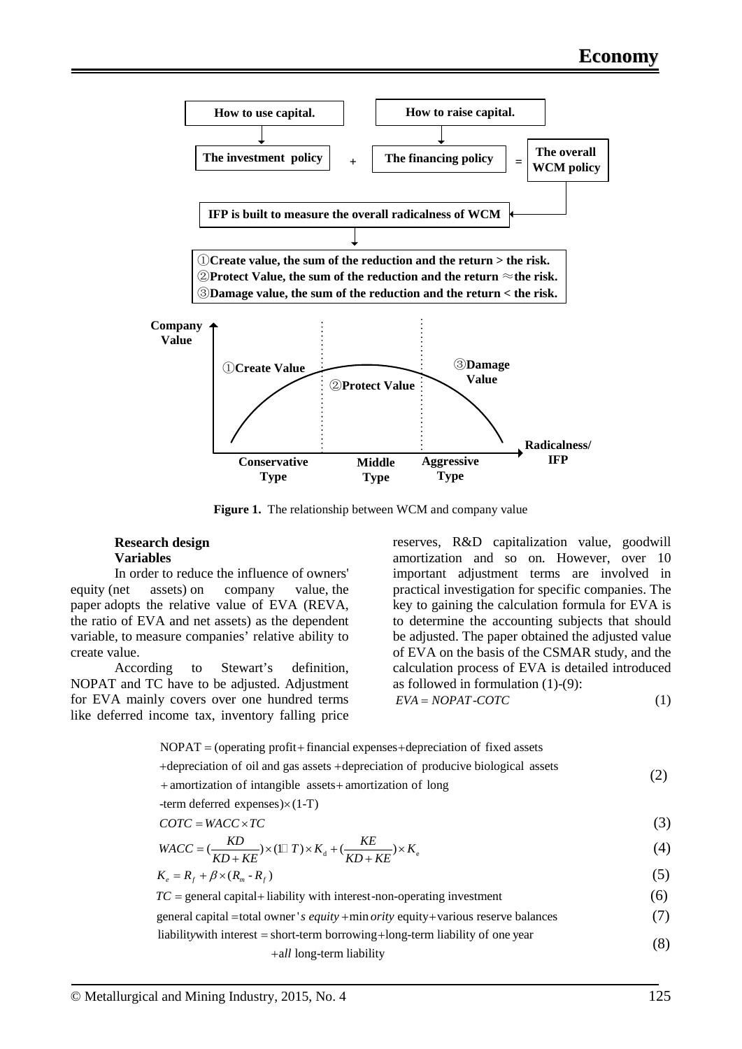**Figure 1.** The relationship between WCM and company value

### Research design

#### Variables

In order to reduce the influence of owners' equity (net assets) on company value, the paper adopts the relative value of EVA (REVA, the ratio of EVA and net assets) as the dependent variable, to measure companies' relative ability to create value.

According to Stewart's definition, NOPAT and TC have to be adjusted. Adjustment for EVA mainly covers over one hundred terms like deferred income tax, inventory falling price reserves, R&D capitalization value, goodwill amortization and so on. However, over 10 important adjustment terms are involved in practical investigation for specific companies. The key to gaining the calculation formula for EVA is to determine the accounting subjects that should be adjusted. The paper obtained the adjusted value of EVA on the basis of the CSMAR study, and the calculation process of EVA is detailed introduced as followed in formulation (1)-(9):

$$EVA = NOPAT\text{-}COTC \tag{1}$$

$$\begin{aligned}\text{NOPAT} = {} & (\text{operating profit} + \text{financial expenses} + \text{depreciation of fixed assets} \\ & + \text{depreciation of oil and gas assets} + \text{depreciation of producive biological assets} \\ & + \text{amortization of intangible assets} + \text{amortization of long} \\ & \text{-term deferred expenses}) \times (1\text{-T})\end{aligned} \tag{2}$$

$$COTC = WACC \times TC \tag{3}$$

$$WACC = \left(\frac{KD}{KD+KE}\right) \times (1-T) \times K_d + \left(\frac{KE}{KD+KE}\right) \times K_e \tag{4}$$

$$K_e = R_f + \beta \times (R_m - R_f) \tag{5}$$

$$TC = \text{general capital} + \text{liability with interest} - \text{non-operating investment} \tag{6}$$

$$\text{general capital} = \text{total owner's equity} + \text{minority equity} + \text{various reserve balances} \tag{7}$$

$$\begin{aligned}\text{liability with interest} = {} & \text{short-term borrowing} + \text{long-term liability of one year} \\ & + \text{all long-term liability}\end{aligned} \tag{8}$$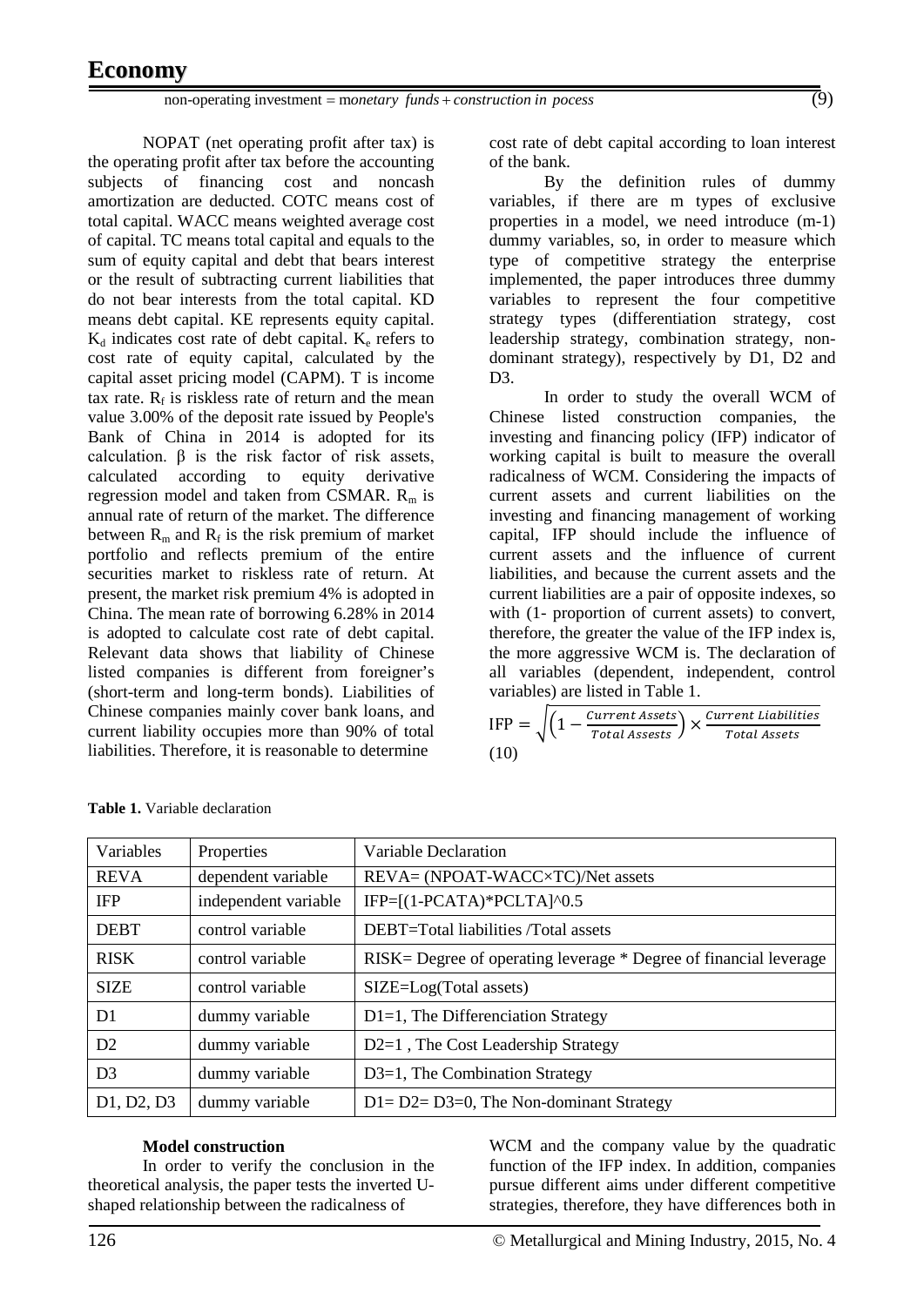$$\text{non-operating investment} = \text{m}onetary\ \ funds + construction\ in\ pocess \quad (9)$$

NOPAT (net operating profit after tax) is the operating profit after tax before the accounting subjects of financing cost and noncash amortization are deducted. COTC means cost of total capital. WACC means weighted average cost of capital. TC means total capital and equals to the sum of equity capital and debt that bears interest or the result of subtracting current liabilities that do not bear interests from the total capital. KD means debt capital. KE represents equity capital. $K_d$ indicates cost rate of debt capital. $K_e$ refers to cost rate of equity capital, calculated by the capital asset pricing model (CAPM). T is income tax rate. $R_f$ is riskless rate of return and the mean value 3.00% of the deposit rate issued by People's Bank of China in 2014 is adopted for its calculation. β is the risk factor of risk assets, calculated according to equity derivative regression model and taken from CSMAR. $R_m$ is annual rate of return of the market. The difference between $R_m$ and $R_f$ is the risk premium of market portfolio and reflects premium of the entire securities market to riskless rate of return. At present, the market risk premium 4% is adopted in China. The mean rate of borrowing 6.28% in 2014 is adopted to calculate cost rate of debt capital. Relevant data shows that liability of Chinese listed companies is different from foreigner's (short-term and long-term bonds). Liabilities of Chinese companies mainly cover bank loans, and current liability occupies more than 90% of total liabilities. Therefore, it is reasonable to determine cost rate of debt capital according to loan interest of the bank.

By the definition rules of dummy variables, if there are m types of exclusive properties in a model, we need introduce (m-1) dummy variables, so, in order to measure which type of competitive strategy the enterprise implemented, the paper introduces three dummy variables to represent the four competitive strategy types (differentiation strategy, cost leadership strategy, combination strategy, non-dominant strategy), respectively by D1, D2 and D3.

In order to study the overall WCM of Chinese listed construction companies, the investing and financing policy (IFP) indicator of working capital is built to measure the overall radicalness of WCM. Considering the impacts of current assets and current liabilities on the investing and financing management of working capital, IFP should include the influence of current assets and the influence of current liabilities, and because the current assets and the current liabilities are a pair of opposite indexes, so with (1- proportion of current assets) to convert, therefore, the greater the value of the IFP index is, the more aggressive WCM is. The declaration of all variables (dependent, independent, control variables) are listed in Table 1.

$$\text{IFP} = \sqrt{\left(1 - \frac{Current\ Assets}{Total\ Assests}\right) \times \frac{Current\ Liabilities}{Total\ Assets}} \quad (10)$$

**Table 1.** Variable declaration

| Variables | Properties | Variable Declaration |
| --- | --- | --- |
| REVA | dependent variable | REVA= (NPOAT-WACC×TC)/Net assets |
| IFP | independent variable | IFP=[(1-PCATA)*PCLTA]^0.5 |
| DEBT | control variable | DEBT=Total liabilities /Total assets |
| RISK | control variable | RISK= Degree of operating leverage * Degree of financial leverage |
| SIZE | control variable | SIZE=Log(Total assets) |
| D1 | dummy variable | D1=1, The Differenciation Strategy |
| D2 | dummy variable | D2=1 , The Cost Leadership Strategy |
| D3 | dummy variable | D3=1, The Combination Strategy |
| D1, D2, D3 | dummy variable | D1= D2= D3=0, The Non-dominant Strategy |

**Model construction**

In order to verify the conclusion in the theoretical analysis, the paper tests the inverted U-shaped relationship between the radicalness of WCM and the company value by the quadratic function of the IFP index. In addition, companies pursue different aims under different competitive strategies, therefore, they have differences both in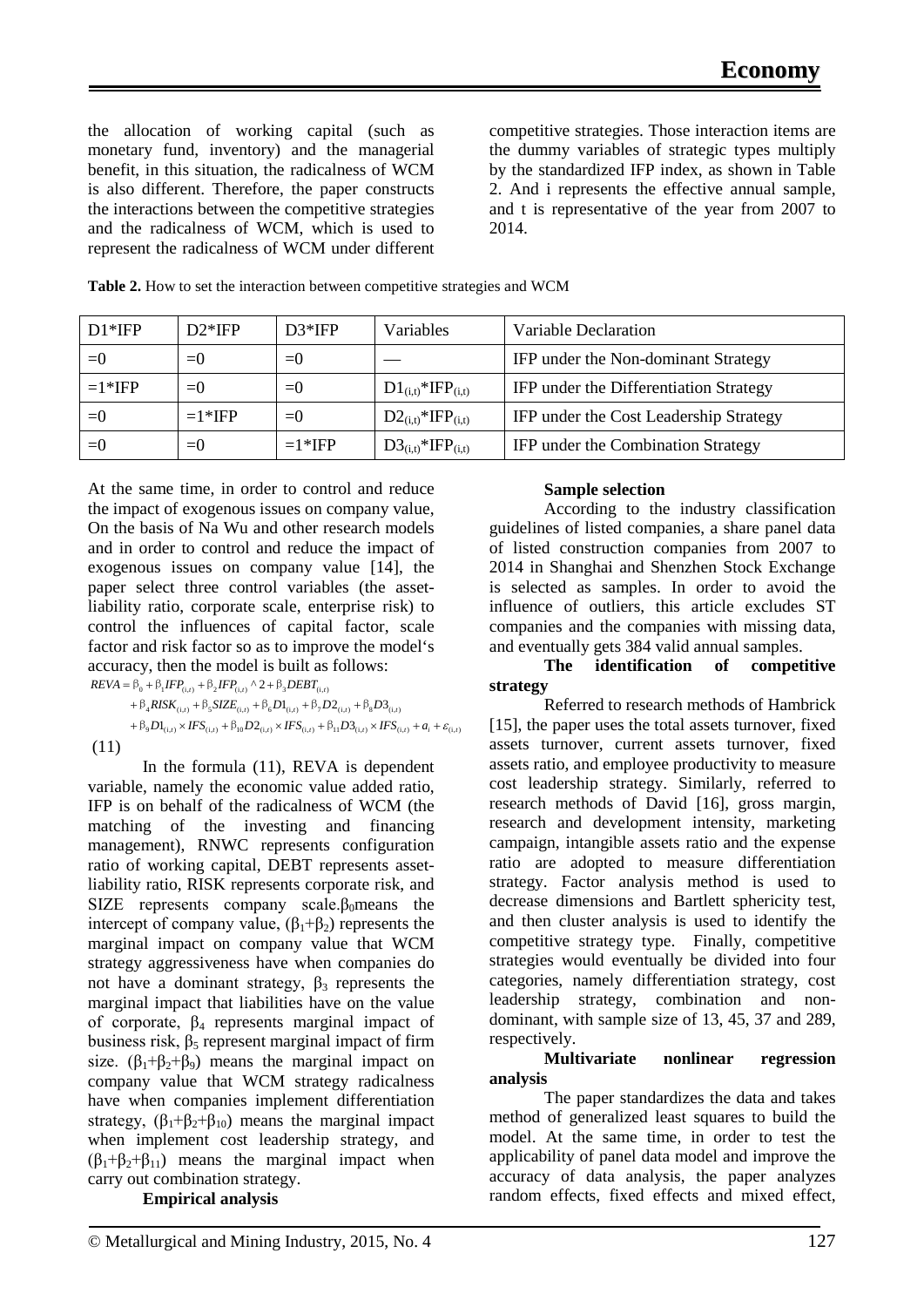the allocation of working capital (such as monetary fund, inventory) and the managerial benefit, in this situation, the radicalness of WCM is also different. Therefore, the paper constructs the interactions between the competitive strategies and the radicalness of WCM, which is used to represent the radicalness of WCM under different competitive strategies. Those interaction items are the dummy variables of strategic types multiply by the standardized IFP index, as shown in Table 2. And i represents the effective annual sample, and t is representative of the year from 2007 to 2014.

**Table 2.** How to set the interaction between competitive strategies and WCM

| D1*IFP | D2*IFP | D3*IFP | Variables | Variable Declaration |
|---|---|---|---|---|
| =0 | =0 | =0 | — | IFP under the Non-dominant Strategy |
| =1*IFP | =0 | =0 | $D1_{(i,t)}$*$IFP_{(i,t)}$ | IFP under the Differentiation Strategy |
| =0 | =1*IFP | =0 | $D2_{(i,t)}$*$IFP_{(i,t)}$ | IFP under the Cost Leadership Strategy |
| =0 | =0 | =1*IFP | $D3_{(i,t)}$*$IFP_{(i,t)}$ | IFP under the Combination Strategy |

At the same time, in order to control and reduce the impact of exogenous issues on company value, On the basis of Na Wu and other research models and in order to control and reduce the impact of exogenous issues on company value [14], the paper select three control variables (the asset-liability ratio, corporate scale, enterprise risk) to control the influences of capital factor, scale factor and risk factor so as to improve the model's accuracy, then the model is built as follows:

$$
\begin{aligned}
REVA = {} & \beta_0 + \beta_1 IFP_{(i,t)} + \beta_2 IFP_{(i,t)} \wedge 2 + \beta_3 DEBT_{(i,t)} \\
& + \beta_4 RISK_{(i,t)} + \beta_5 SIZE_{(i,t)} + \beta_6 D1_{(i,t)} + \beta_7 D2_{(i,t)} + \beta_8 D3_{(i,t)} \\
& + \beta_9 D1_{(i,t)} \times IFS_{(i,t)} + \beta_{10} D2_{(i,t)} \times IFS_{(i,t)} + \beta_{11} D3_{(i,t)} \times IFS_{(i,t)} + a_i + \varepsilon_{(i,t)}
\end{aligned}
\quad (11)
$$

In the formula (11), REVA is dependent variable, namely the economic value added ratio, IFP is on behalf of the radicalness of WCM (the matching of the investing and financing management), RNWC represents configuration ratio of working capital, DEBT represents asset-liability ratio, RISK represents corporate risk, and SIZE represents company scale.$\beta_0$means the intercept of company value, $(\beta_1+\beta_2)$ represents the marginal impact on company value that WCM strategy aggressiveness have when companies do not have a dominant strategy, $\beta_3$ represents the marginal impact that liabilities have on the value of corporate, $\beta_4$ represents marginal impact of business risk, $\beta_5$ represent marginal impact of firm size. $(\beta_1+\beta_2+\beta_9)$ means the marginal impact on company value that WCM strategy radicalness have when companies implement differentiation strategy, $(\beta_1+\beta_2+\beta_{10})$ means the marginal impact when implement cost leadership strategy, and $(\beta_1+\beta_2+\beta_{11})$ means the marginal impact when carry out combination strategy.

**Empirical analysis**

**Sample selection**

According to the industry classification guidelines of listed companies, a share panel data of listed construction companies from 2007 to 2014 in Shanghai and Shenzhen Stock Exchange is selected as samples. In order to avoid the influence of outliers, this article excludes ST companies and the companies with missing data, and eventually gets 384 valid annual samples.

**The identification of competitive strategy**

Referred to research methods of Hambrick [15], the paper uses the total assets turnover, fixed assets turnover, current assets turnover, fixed assets ratio, and employee productivity to measure cost leadership strategy. Similarly, referred to research methods of David [16], gross margin, research and development intensity, marketing campaign, intangible assets ratio and the expense ratio are adopted to measure differentiation strategy. Factor analysis method is used to decrease dimensions and Bartlett sphericity test, and then cluster analysis is used to identify the competitive strategy type. Finally, competitive strategies would eventually be divided into four categories, namely differentiation strategy, cost leadership strategy, combination and non-dominant, with sample size of 13, 45, 37 and 289, respectively.

**Multivariate nonlinear regression analysis**

The paper standardizes the data and takes method of generalized least squares to build the model. At the same time, in order to test the applicability of panel data model and improve the accuracy of data analysis, the paper analyzes random effects, fixed effects and mixed effect,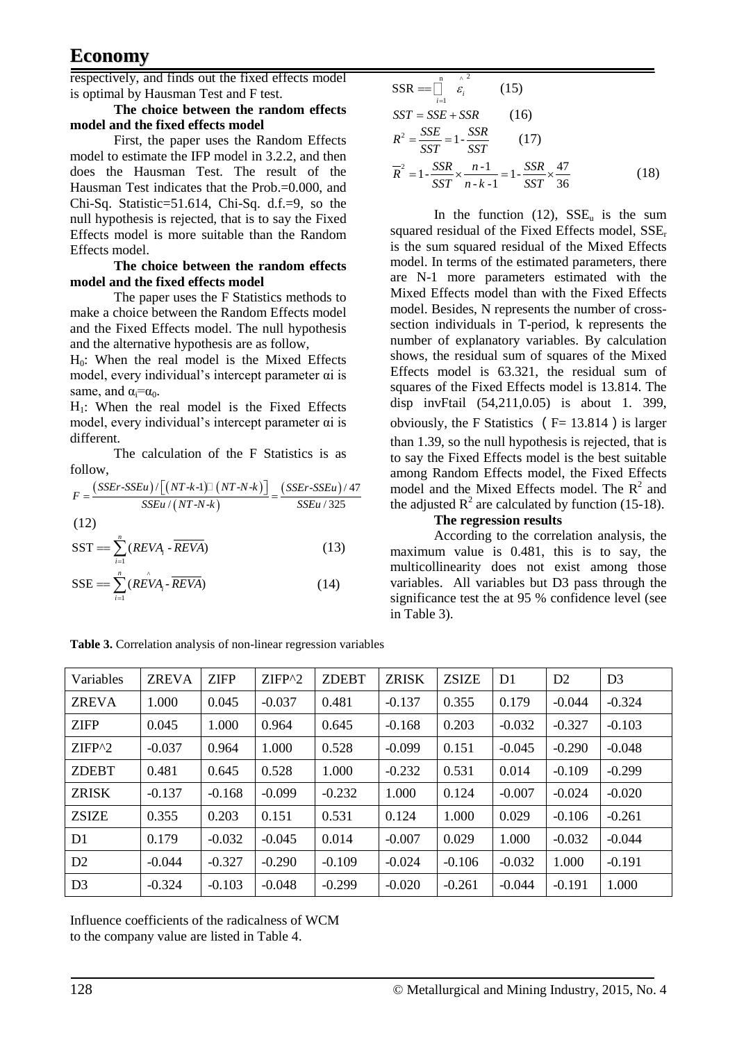respectively, and finds out the fixed effects model is optimal by Hausman Test and F test.

**The choice between the random effects model and the fixed effects model**

First, the paper uses the Random Effects model to estimate the IFP model in 3.2.2, and then does the Hausman Test. The result of the Hausman Test indicates that the Prob.=0.000, and Chi-Sq. Statistic=51.614, Chi-Sq. d.f.=9, so the null hypothesis is rejected, that is to say the Fixed Effects model is more suitable than the Random Effects model.

**The choice between the random effects model and the fixed effects model**

The paper uses the F Statistics methods to make a choice between the Random Effects model and the Fixed Effects model. The null hypothesis and the alternative hypothesis are as follow,

$H_0$: When the real model is the Mixed Effects model, every individual's intercept parameter αi is same, and $\alpha_i=\alpha_0$.

$H_1$: When the real model is the Fixed Effects model, every individual's intercept parameter αi is different.

The calculation of the F Statistics is as follow,

$$F=\frac{(SSEr\text{-}SSEu)/\left[(NT\text{-}k\text{-}1)\,(NT\text{-}N\text{-}k)\right]}{SSEu/(NT\text{-}N\text{-}k)}=\frac{(SSEr\text{-}SSEu)/47}{SSEu/325} \quad (12)$$

$$\text{SST}=\sum_{i=1}^{n}(REVA_i-\overline{REVA}) \quad (13)$$

$$\text{SSE}=\sum_{i=1}^{n}(\hat{REVA}_i-\overline{REVA}) \quad (14)$$

$$\text{SSR}=\sum_{i=1}^{n}\hat{\varepsilon}_i^2 \quad (15)$$

$$SST=SSE+SSR \quad (16)$$

$$R^2=\frac{SSE}{SST}=1-\frac{SSR}{SST} \quad (17)$$

$$\overline{R}^2=1-\frac{SSR}{SST}\times\frac{n-1}{n-k-1}=1-\frac{SSR}{SST}\times\frac{47}{36} \quad (18)$$

In the function (12), $SSE_u$ is the sum squared residual of the Fixed Effects model, $SSE_r$ is the sum squared residual of the Mixed Effects model. In terms of the estimated parameters, there are N-1 more parameters estimated with the Mixed Effects model than with the Fixed Effects model. Besides, N represents the number of cross-section individuals in T-period, k represents the number of explanatory variables. By calculation shows, the residual sum of squares of the Mixed Effects model is 63.321, the residual sum of squares of the Fixed Effects model is 13.814. The disp invFtail (54,211,0.05) is about 1. 399, obviously, the F Statistics （F= 13.814）is larger than 1.39, so the null hypothesis is rejected, that is to say the Fixed Effects model is the best suitable among Random Effects model, the Fixed Effects model and the Mixed Effects model. The $R^2$ and the adjusted $R^2$ are calculated by function (15-18).

**The regression results**

According to the correlation analysis, the maximum value is 0.481, this is to say, the multicollinearity does not exist among those variables. All variables but D3 pass through the significance test the at 95 % confidence level (see in Table 3).

**Table 3.** Correlation analysis of non-linear regression variables

| Variables | ZREVA | ZIFP | ZIFP^2 | ZDEBT | ZRISK | ZSIZE | D1 | D2 | D3 |
|---|---|---|---|---|---|---|---|---|---|
| ZREVA | 1.000 | 0.045 | -0.037 | 0.481 | -0.137 | 0.355 | 0.179 | -0.044 | -0.324 |
| ZIFP | 0.045 | 1.000 | 0.964 | 0.645 | -0.168 | 0.203 | -0.032 | -0.327 | -0.103 |
| ZIFP^2 | -0.037 | 0.964 | 1.000 | 0.528 | -0.099 | 0.151 | -0.045 | -0.290 | -0.048 |
| ZDEBT | 0.481 | 0.645 | 0.528 | 1.000 | -0.232 | 0.531 | 0.014 | -0.109 | -0.299 |
| ZRISK | -0.137 | -0.168 | -0.099 | -0.232 | 1.000 | 0.124 | -0.007 | -0.024 | -0.020 |
| ZSIZE | 0.355 | 0.203 | 0.151 | 0.531 | 0.124 | 1.000 | 0.029 | -0.106 | -0.261 |
| D1 | 0.179 | -0.032 | -0.045 | 0.014 | -0.007 | 0.029 | 1.000 | -0.032 | -0.044 |
| D2 | -0.044 | -0.327 | -0.290 | -0.109 | -0.024 | -0.106 | -0.032 | 1.000 | -0.191 |
| D3 | -0.324 | -0.103 | -0.048 | -0.299 | -0.020 | -0.261 | -0.044 | -0.191 | 1.000 |

Influence coefficients of the radicalness of WCM to the company value are listed in Table 4.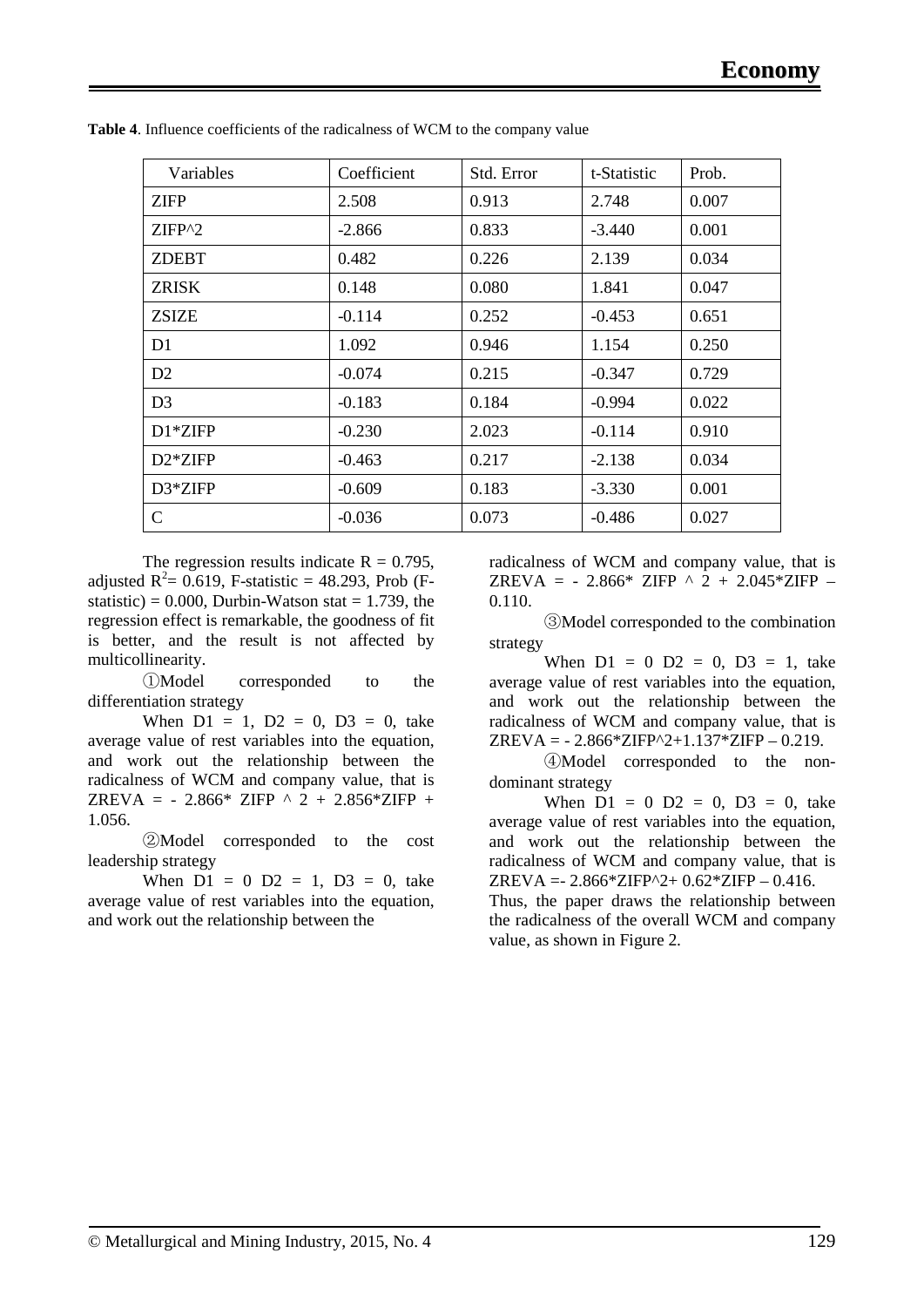**Table 4**. Influence coefficients of the radicalness of WCM to the company value

| Variables | Coefficient | Std. Error | t-Statistic | Prob. |
|---|---|---|---|---|
| ZIFP | 2.508 | 0.913 | 2.748 | 0.007 |
| ZIFP^2 | -2.866 | 0.833 | -3.440 | 0.001 |
| ZDEBT | 0.482 | 0.226 | 2.139 | 0.034 |
| ZRISK | 0.148 | 0.080 | 1.841 | 0.047 |
| ZSIZE | -0.114 | 0.252 | -0.453 | 0.651 |
| D1 | 1.092 | 0.946 | 1.154 | 0.250 |
| D2 | -0.074 | 0.215 | -0.347 | 0.729 |
| D3 | -0.183 | 0.184 | -0.994 | 0.022 |
| D1*ZIFP | -0.230 | 2.023 | -0.114 | 0.910 |
| D2*ZIFP | -0.463 | 0.217 | -2.138 | 0.034 |
| D3*ZIFP | -0.609 | 0.183 | -3.330 | 0.001 |
| C | -0.036 | 0.073 | -0.486 | 0.027 |

The regression results indicate R = 0.795, adjusted $R^2$= 0.619, F-statistic = 48.293, Prob (F-statistic) = 0.000, Durbin-Watson stat = 1.739, the regression effect is remarkable, the goodness of fit is better, and the result is not affected by multicollinearity.

①Model corresponded to the differentiation strategy

When D1 = 1, D2 = 0, D3 = 0, take average value of rest variables into the equation, and work out the relationship between the radicalness of WCM and company value, that is ZREVA = - 2.866* ZIFP ^ 2 + 2.856*ZIFP + 1.056.

②Model corresponded to the cost leadership strategy

When D1 = 0 D2 = 1, D3 = 0, take average value of rest variables into the equation, and work out the relationship between the radicalness of WCM and company value, that is ZREVA = - 2.866* ZIFP ^ 2 + 2.045*ZIFP – 0.110.

③Model corresponded to the combination strategy

When D1 = 0 D2 = 0, D3 = 1, take average value of rest variables into the equation, and work out the relationship between the radicalness of WCM and company value, that is ZREVA = - 2.866*ZIFP^2+1.137*ZIFP – 0.219.

④Model corresponded to the non-dominant strategy

When D1 = 0 D2 = 0, D3 = 0, take average value of rest variables into the equation, and work out the relationship between the radicalness of WCM and company value, that is ZREVA =- 2.866*ZIFP^2+ 0.62*ZIFP – 0.416.

Thus, the paper draws the relationship between the radicalness of the overall WCM and company value, as shown in Figure 2.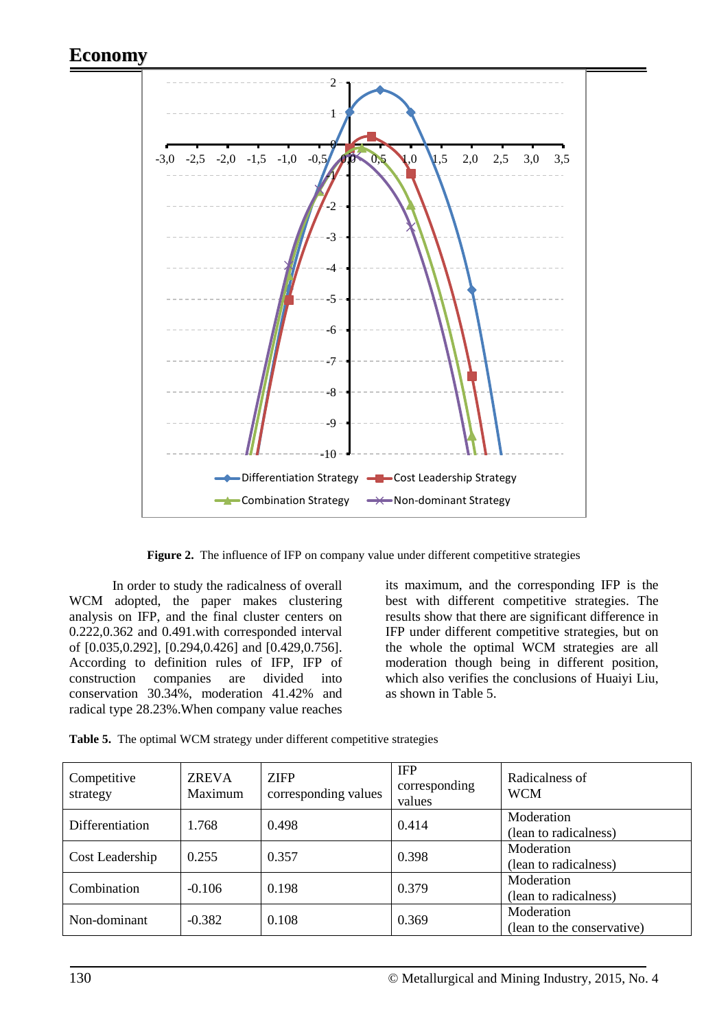**Figure 2.** The influence of IFP on company value under different competitive strategies

In order to study the radicalness of overall WCM adopted, the paper makes clustering analysis on IFP, and the final cluster centers on 0.222,0.362 and 0.491.with corresponded interval of [0.035,0.292], [0.294,0.426] and [0.429,0.756]. According to definition rules of IFP, IFP of construction companies are divided into conservation 30.34%, moderation 41.42% and radical type 28.23%.When company value reaches its maximum, and the corresponding IFP is the best with different competitive strategies. The results show that there are significant difference in IFP under different competitive strategies, but on the whole the optimal WCM strategies are all moderation though being in different position, which also verifies the conclusions of Huaiyi Liu, as shown in Table 5.

**Table 5.** The optimal WCM strategy under different competitive strategies

| Competitive strategy | ZREVA Maximum | ZIFP corresponding values | IFP corresponding values | Radicalness of WCM |
|---|---|---|---|---|
| Differentiation | 1.768 | 0.498 | 0.414 | Moderation (lean to radicalness) |
| Cost Leadership | 0.255 | 0.357 | 0.398 | Moderation (lean to radicalness) |
| Combination | -0.106 | 0.198 | 0.379 | Moderation (lean to radicalness) |
| Non-dominant | -0.382 | 0.108 | 0.369 | Moderation (lean to the conservative) |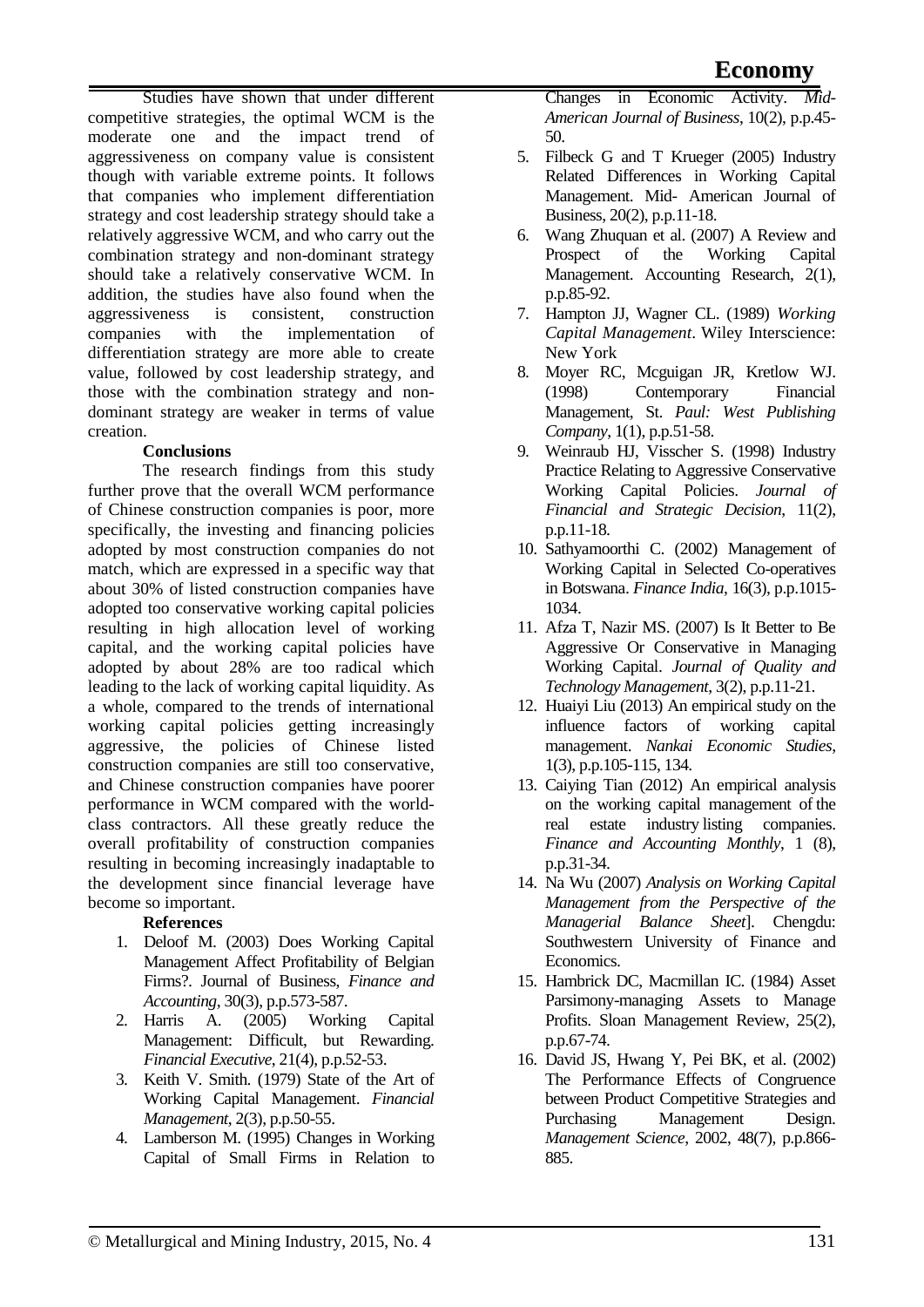Studies have shown that under different competitive strategies, the optimal WCM is the moderate one and the impact trend of aggressiveness on company value is consistent though with variable extreme points. It follows that companies who implement differentiation strategy and cost leadership strategy should take a relatively aggressive WCM, and who carry out the combination strategy and non-dominant strategy should take a relatively conservative WCM. In addition, the studies have also found when the aggressiveness is consistent, construction companies with the implementation of differentiation strategy are more able to create value, followed by cost leadership strategy, and those with the combination strategy and non-dominant strategy are weaker in terms of value creation.

## Conclusions

The research findings from this study further prove that the overall WCM performance of Chinese construction companies is poor, more specifically, the investing and financing policies adopted by most construction companies do not match, which are expressed in a specific way that about 30% of listed construction companies have adopted too conservative working capital policies resulting in high allocation level of working capital, and the working capital policies have adopted by about 28% are too radical which leading to the lack of working capital liquidity. As a whole, compared to the trends of international working capital policies getting increasingly aggressive, the policies of Chinese listed construction companies are still too conservative, and Chinese construction companies have poorer performance in WCM compared with the world-class contractors. All these greatly reduce the overall profitability of construction companies resulting in becoming increasingly inadaptable to the development since financial leverage have become so important.

## References

1. Deloof M. (2003) Does Working Capital Management Affect Profitability of Belgian Firms?. Journal of Business, *Finance and Accounting*, 30(3), p.p.573-587.
2. Harris A. (2005) Working Capital Management: Difficult, but Rewarding. *Financial Executive*, 21(4), p.p.52-53.
3. Keith V. Smith. (1979) State of the Art of Working Capital Management. *Financial Management*, 2(3), p.p.50-55.
4. Lamberson M. (1995) Changes in Working Capital of Small Firms in Relation to Changes in Economic Activity. *Mid-American Journal of Business*, 10(2), p.p.45-50.
5. Filbeck G and T Krueger (2005) Industry Related Differences in Working Capital Management. Mid- American Journal of Business, 20(2), p.p.11-18.
6. Wang Zhuquan et al. (2007) A Review and Prospect of the Working Capital Management. Accounting Research, 2(1), p.p.85-92.
7. Hampton JJ, Wagner CL. (1989) *Working Capital Management*. Wiley Interscience: New York
8. Moyer RC, Mcguigan JR, Kretlow WJ. (1998) Contemporary Financial Management, St. *Paul: West Publishing Company*, 1(1), p.p.51-58.
9. Weinraub HJ, Visscher S. (1998) Industry Practice Relating to Aggressive Conservative Working Capital Policies. *Journal of Financial and Strategic Decision*, 11(2), p.p.11-18.
10. Sathyamoorthi C. (2002) Management of Working Capital in Selected Co-operatives in Botswana. *Finance India*, 16(3), p.p.1015-1034.
11. Afza T, Nazir MS. (2007) Is It Better to Be Aggressive Or Conservative in Managing Working Capital. *Journal of Quality and Technology Management*, 3(2), p.p.11-21.
12. Huaiyi Liu (2013) An empirical study on the influence factors of working capital management. *Nankai Economic Studies*, 1(3), p.p.105-115, 134.
13. Caiying Tian (2012) An empirical analysis on the working capital management of the real estate industry listing companies. *Finance and Accounting Monthly*, 1 (8), p.p.31-34.
14. Na Wu (2007) *Analysis on Working Capital Management from the Perspective of the Managerial Balance Sheet*]. Chengdu: Southwestern University of Finance and Economics.
15. Hambrick DC, Macmillan IC. (1984) Asset Parsimony-managing Assets to Manage Profits. Sloan Management Review, 25(2), p.p.67-74.
16. David JS, Hwang Y, Pei BK, et al. (2002) The Performance Effects of Congruence between Product Competitive Strategies and Purchasing Management Design. *Management Science*, 2002, 48(7), p.p.866-885.